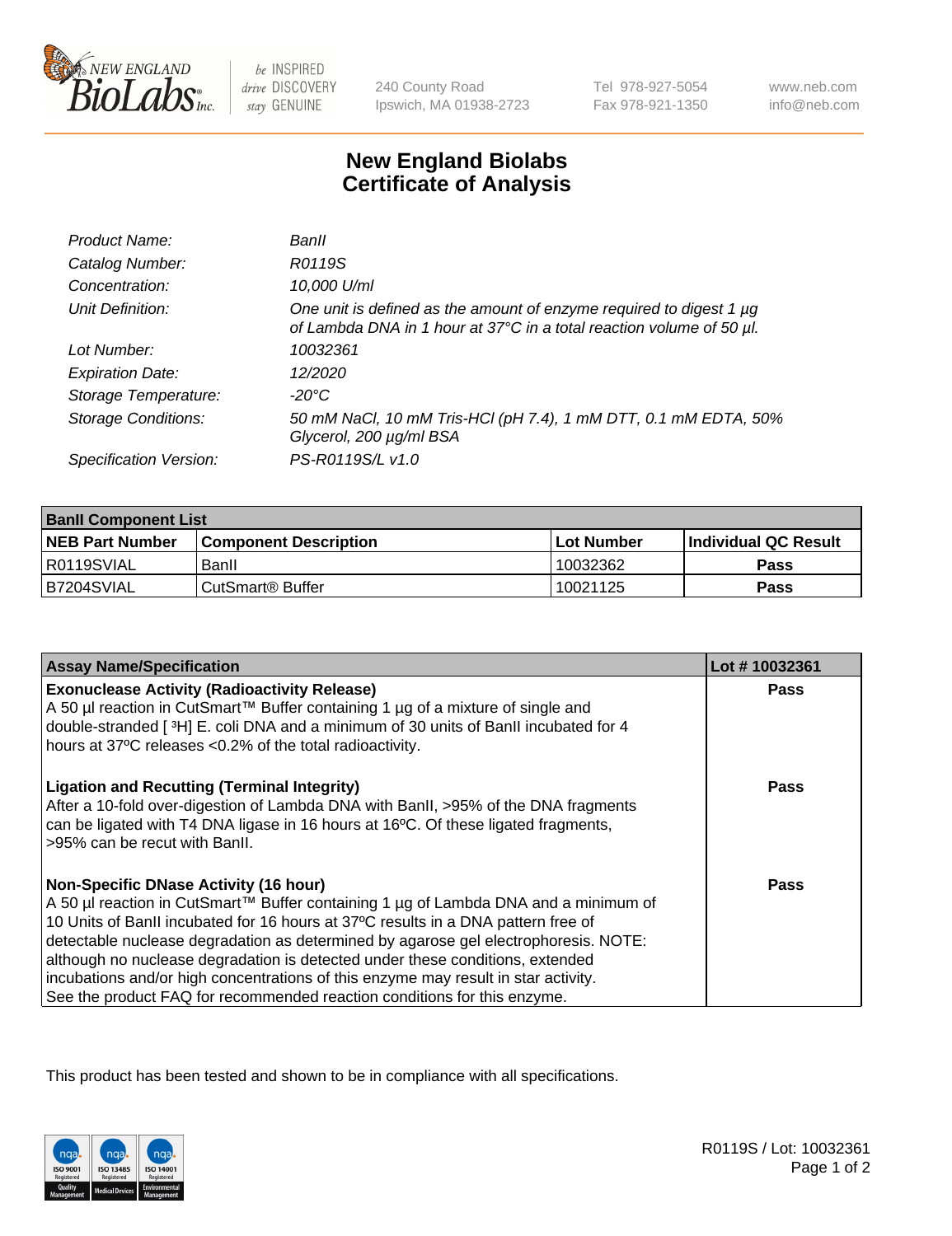240 County Road
Ipswich, MA 01938-2723

Tel 978-927-5054
Fax 978-921-1350

www.neb.com
info@neb.com

# New England Biolabs
# Certificate of Analysis

| | |
|---|---|
| *Product Name:* | *BanII* |
| *Catalog Number:* | *R0119S* |
| *Concentration:* | *10,000 U/ml* |
| *Unit Definition:* | *One unit is defined as the amount of enzyme required to digest 1 µg of Lambda DNA in 1 hour at 37°C in a total reaction volume of 50 µl.* |
| *Lot Number:* | *10032361* |
| *Expiration Date:* | *12/2020* |
| *Storage Temperature:* | *-20°C* |
| *Storage Conditions:* | *50 mM NaCl, 10 mM Tris-HCl (pH 7.4), 1 mM DTT, 0.1 mM EDTA, 50% Glycerol, 200 µg/ml BSA* |
| *Specification Version:* | *PS-R0119S/L v1.0* |

| **BanII Component List** | | | |
|---|---|---|---|
| **NEB Part Number** | **Component Description** | **Lot Number** | **Individual QC Result** |
| R0119SVIAL | BanII | 10032362 | **Pass** |
| B7204SVIAL | CutSmart® Buffer | 10021125 | **Pass** |

| **Assay Name/Specification** | **Lot # 10032361** |
|---|---|
| **Exonuclease Activity (Radioactivity Release)**<br>A 50 µl reaction in CutSmart™ Buffer containing 1 µg of a mixture of single and double-stranded [ $^3$H] E. coli DNA and a minimum of 30 units of BanII incubated for 4 hours at 37ºC releases <0.2% of the total radioactivity. | **Pass** |
| **Ligation and Recutting (Terminal Integrity)**<br>After a 10-fold over-digestion of Lambda DNA with BanII, >95% of the DNA fragments can be ligated with T4 DNA ligase in 16 hours at 16ºC. Of these ligated fragments, >95% can be recut with BanII. | **Pass** |
| **Non-Specific DNase Activity (16 hour)**<br>A 50 µl reaction in CutSmart™ Buffer containing 1 µg of Lambda DNA and a minimum of 10 Units of BanII incubated for 16 hours at 37ºC results in a DNA pattern free of detectable nuclease degradation as determined by agarose gel electrophoresis. NOTE: although no nuclease degradation is detected under these conditions, extended incubations and/or high concentrations of this enzyme may result in star activity. See the product FAQ for recommended reaction conditions for this enzyme. | **Pass** |

This product has been tested and shown to be in compliance with all specifications.

R0119S / Lot: 10032361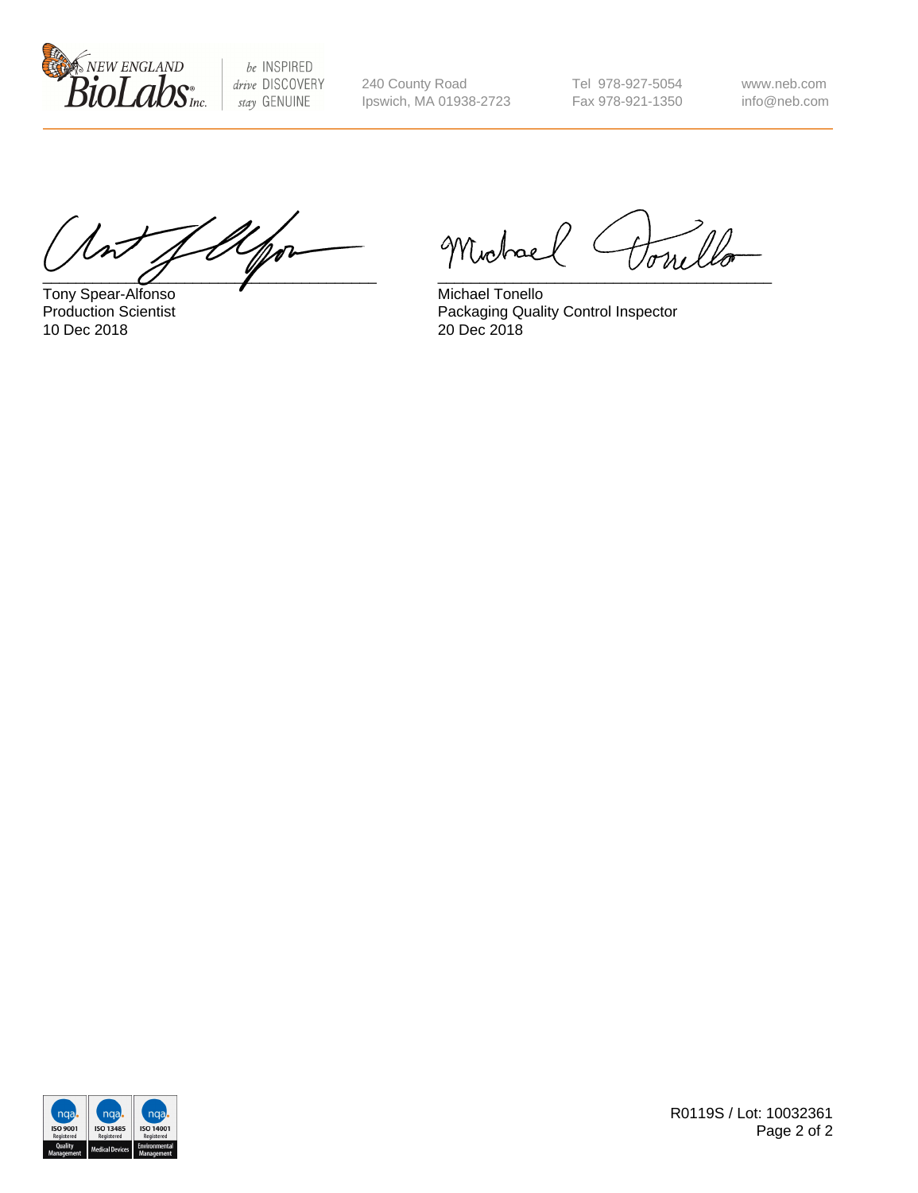be INSPIRED
drive DISCOVERY
stay GENUINE

240 County Road
Ipswich, MA 01938-2723

Tel 978-927-5054
Fax 978-921-1350

www.neb.com
info@neb.com

Tony Spear-Alfonso
Production Scientist
10 Dec 2018

Michael Tonello
Packaging Quality Control Inspector
20 Dec 2018

R0119S / Lot: 10032361